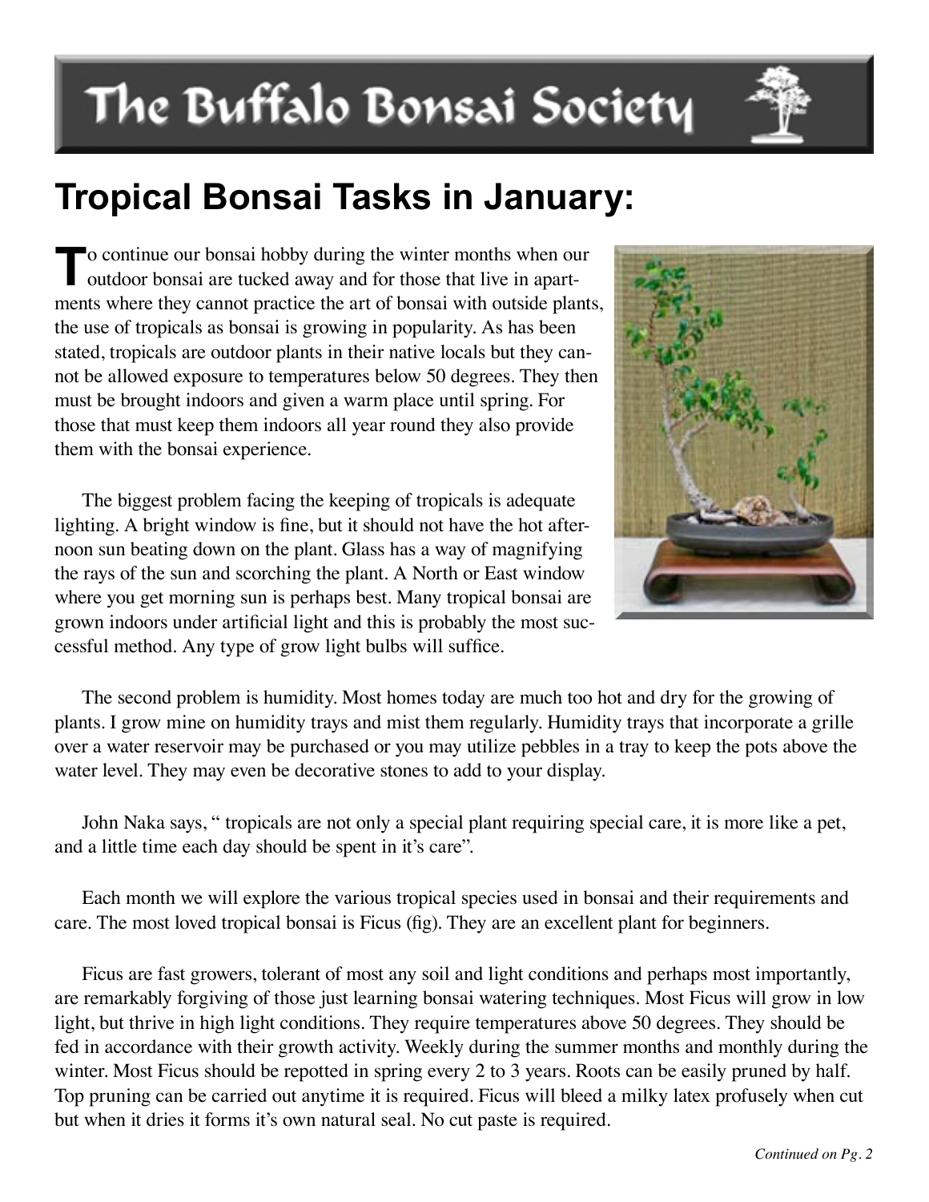# The Buffalo Bonsai Society

## Tropical Bonsai Tasks in January:

To continue our bonsai hobby during the winter months when our outdoor bonsai are tucked away and for those that live in apartments where they cannot practice the art of bonsai with outside plants, the use of tropicals as bonsai is growing in popularity. As has been stated, tropicals are outdoor plants in their native locals but they cannot be allowed exposure to temperatures below 50 degrees. They then must be brought indoors and given a warm place until spring. For those that must keep them indoors all year round they also provide them with the bonsai experience.

The biggest problem facing the keeping of tropicals is adequate lighting. A bright window is fine, but it should not have the hot afternoon sun beating down on the plant. Glass has a way of magnifying the rays of the sun and scorching the plant. A North or East window where you get morning sun is perhaps best. Many tropical bonsai are grown indoors under artificial light and this is probably the most successful method. Any type of grow light bulbs will suffice.

The second problem is humidity. Most homes today are much too hot and dry for the growing of plants. I grow mine on humidity trays and mist them regularly. Humidity trays that incorporate a grille over a water reservoir may be purchased or you may utilize pebbles in a tray to keep the pots above the water level. They may even be decorative stones to add to your display.

John Naka says, " tropicals are not only a special plant requiring special care, it is more like a pet, and a little time each day should be spent in it's care".

Each month we will explore the various tropical species used in bonsai and their requirements and care. The most loved tropical bonsai is Ficus (fig). They are an excellent plant for beginners.

Ficus are fast growers, tolerant of most any soil and light conditions and perhaps most importantly, are remarkably forgiving of those just learning bonsai watering techniques. Most Ficus will grow in low light, but thrive in high light conditions. They require temperatures above 50 degrees. They should be fed in accordance with their growth activity. Weekly during the summer months and monthly during the winter. Most Ficus should be repotted in spring every 2 to 3 years. Roots can be easily pruned by half. Top pruning can be carried out anytime it is required. Ficus will bleed a milky latex profusely when cut but when it dries it forms it's own natural seal. No cut paste is required.

*Continued on Pg. 2*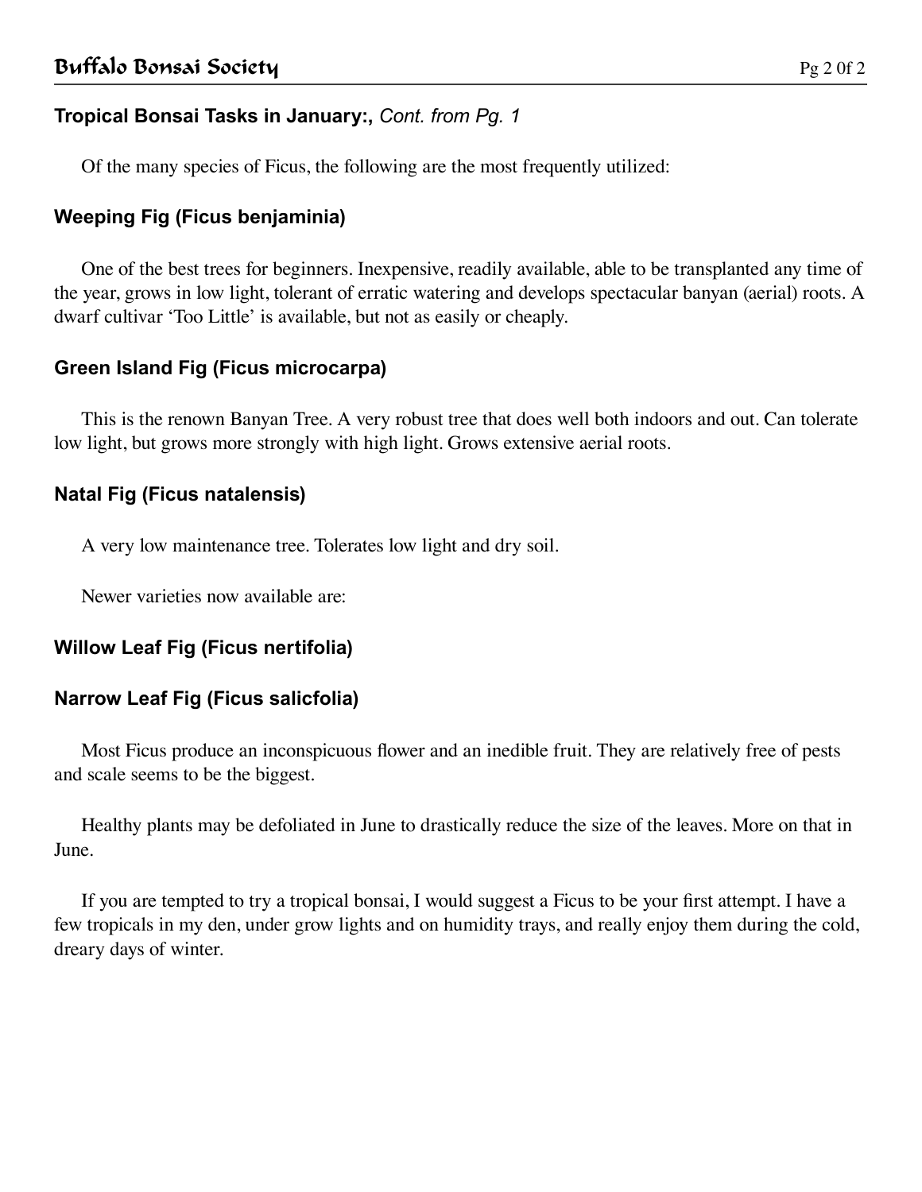## Tropical Bonsai Tasks in January:, *Cont. from Pg. 1*

Of the many species of Ficus, the following are the most frequently utilized:

### Weeping Fig (Ficus benjaminia)

One of the best trees for beginners. Inexpensive, readily available, able to be transplanted any time of the year, grows in low light, tolerant of erratic watering and develops spectacular banyan (aerial) roots. A dwarf cultivar 'Too Little' is available, but not as easily or cheaply.

### Green Island Fig (Ficus microcarpa)

This is the renown Banyan Tree. A very robust tree that does well both indoors and out. Can tolerate low light, but grows more strongly with high light. Grows extensive aerial roots.

### Natal Fig (Ficus natalensis)

A very low maintenance tree. Tolerates low light and dry soil.

Newer varieties now available are:

### Willow Leaf Fig (Ficus nertifolia)

### Narrow Leaf Fig (Ficus salicfolia)

Most Ficus produce an inconspicuous flower and an inedible fruit. They are relatively free of pests and scale seems to be the biggest.

Healthy plants may be defoliated in June to drastically reduce the size of the leaves. More on that in June.

If you are tempted to try a tropical bonsai, I would suggest a Ficus to be your first attempt. I have a few tropicals in my den, under grow lights and on humidity trays, and really enjoy them during the cold, dreary days of winter.